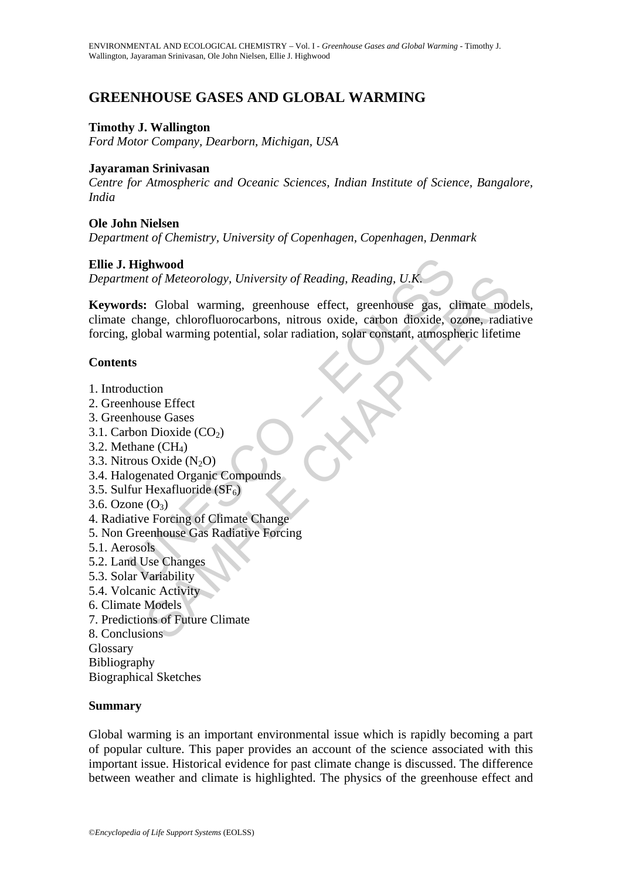# GREENHOUSE GASES AND GLOBAL WARMING

**Timothy J. Wallington**
*Ford Motor Company, Dearborn, Michigan, USA*

**Jayaraman Srinivasan**
*Centre for Atmospheric and Oceanic Sciences, Indian Institute of Science, Bangalore, India*

**Ole John Nielsen**
*Department of Chemistry, University of Copenhagen, Copenhagen, Denmark*

**Ellie J. Highwood**
*Department of Meteorology, University of Reading, Reading, U.K.*

**Keywords:** Global warming, greenhouse effect, greenhouse gas, climate models, climate change, chlorofluorocarbons, nitrous oxide, carbon dioxide, ozone, radiative forcing, global warming potential, solar radiation, solar constant, atmospheric lifetime

**Contents**

1. Introduction
2. Greenhouse Effect
3. Greenhouse Gases
3.1. Carbon Dioxide ($CO_2$)
3.2. Methane ($CH_4$)
3.3. Nitrous Oxide ($N_2O$)
3.4. Halogenated Organic Compounds
3.5. Sulfur Hexafluoride ($SF_6$)
3.6. Ozone ($O_3$)
4. Radiative Forcing of Climate Change
5. Non Greenhouse Gas Radiative Forcing
5.1. Aerosols
5.2. Land Use Changes
5.3. Solar Variability
5.4. Volcanic Activity
6. Climate Models
7. Predictions of Future Climate
8. Conclusions

Glossary
Bibliography
Biographical Sketches

**Summary**

Global warming is an important environmental issue which is rapidly becoming a part of popular culture. This paper provides an account of the science associated with this important issue. Historical evidence for past climate change is discussed. The difference between weather and climate is highlighted. The physics of the greenhouse effect and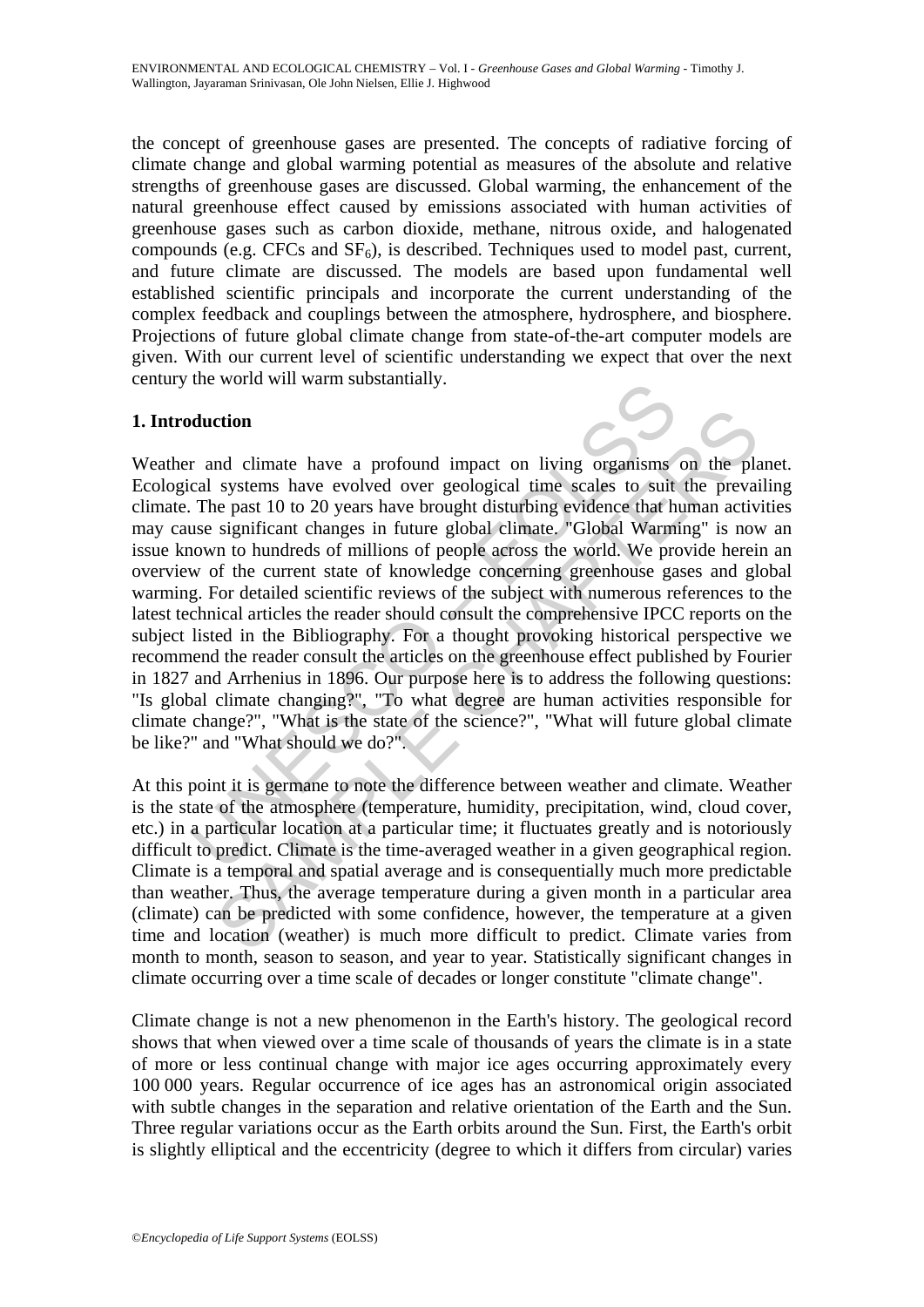the concept of greenhouse gases are presented. The concepts of radiative forcing of climate change and global warming potential as measures of the absolute and relative strengths of greenhouse gases are discussed. Global warming, the enhancement of the natural greenhouse effect caused by emissions associated with human activities of greenhouse gases such as carbon dioxide, methane, nitrous oxide, and halogenated compounds (e.g. CFCs and $SF_6$), is described. Techniques used to model past, current, and future climate are discussed. The models are based upon fundamental well established scientific principals and incorporate the current understanding of the complex feedback and couplings between the atmosphere, hydrosphere, and biosphere. Projections of future global climate change from state-of-the-art computer models are given. With our current level of scientific understanding we expect that over the next century the world will warm substantially.

## 1. Introduction

Weather and climate have a profound impact on living organisms on the planet. Ecological systems have evolved over geological time scales to suit the prevailing climate. The past 10 to 20 years have brought disturbing evidence that human activities may cause significant changes in future global climate. "Global Warming" is now an issue known to hundreds of millions of people across the world. We provide herein an overview of the current state of knowledge concerning greenhouse gases and global warming. For detailed scientific reviews of the subject with numerous references to the latest technical articles the reader should consult the comprehensive IPCC reports on the subject listed in the Bibliography. For a thought provoking historical perspective we recommend the reader consult the articles on the greenhouse effect published by Fourier in 1827 and Arrhenius in 1896. Our purpose here is to address the following questions: "Is global climate changing?", "To what degree are human activities responsible for climate change?", "What is the state of the science?", "What will future global climate be like?" and "What should we do?".

At this point it is germane to note the difference between weather and climate. Weather is the state of the atmosphere (temperature, humidity, precipitation, wind, cloud cover, etc.) in a particular location at a particular time; it fluctuates greatly and is notoriously difficult to predict. Climate is the time-averaged weather in a given geographical region. Climate is a temporal and spatial average and is consequentially much more predictable than weather. Thus, the average temperature during a given month in a particular area (climate) can be predicted with some confidence, however, the temperature at a given time and location (weather) is much more difficult to predict. Climate varies from month to month, season to season, and year to year. Statistically significant changes in climate occurring over a time scale of decades or longer constitute "climate change".

Climate change is not a new phenomenon in the Earth's history. The geological record shows that when viewed over a time scale of thousands of years the climate is in a state of more or less continual change with major ice ages occurring approximately every 100 000 years. Regular occurrence of ice ages has an astronomical origin associated with subtle changes in the separation and relative orientation of the Earth and the Sun. Three regular variations occur as the Earth orbits around the Sun. First, the Earth's orbit is slightly elliptical and the eccentricity (degree to which it differs from circular) varies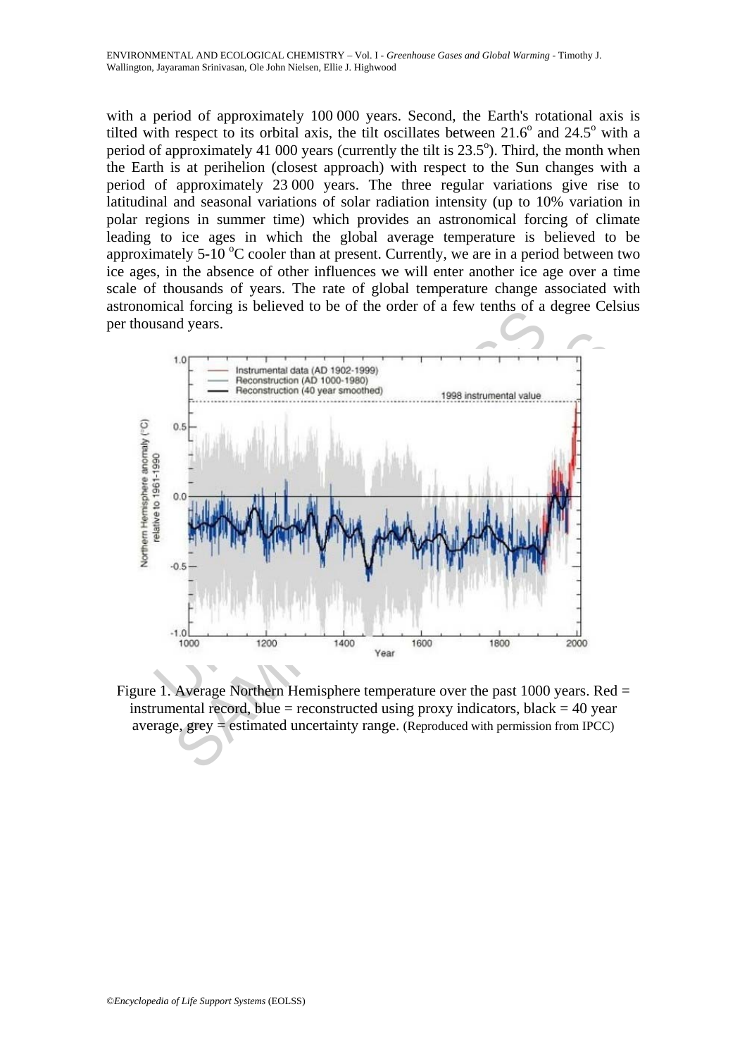with a period of approximately 100 000 years. Second, the Earth's rotational axis is tilted with respect to its orbital axis, the tilt oscillates between 21.6$^o$ and 24.5$^o$ with a period of approximately 41 000 years (currently the tilt is 23.5$^o$). Third, the month when the Earth is at perihelion (closest approach) with respect to the Sun changes with a period of approximately 23 000 years. The three regular variations give rise to latitudinal and seasonal variations of solar radiation intensity (up to 10% variation in polar regions in summer time) which provides an astronomical forcing of climate leading to ice ages in which the global average temperature is believed to be approximately 5-10 $^o$C cooler than at present. Currently, we are in a period between two ice ages, in the absence of other influences we will enter another ice age over a time scale of thousands of years. The rate of global temperature change associated with astronomical forcing is believed to be of the order of a few tenths of a degree Celsius per thousand years.

Figure 1. Average Northern Hemisphere temperature over the past 1000 years. Red = instrumental record, blue = reconstructed using proxy indicators, black = 40 year average, grey = estimated uncertainty range. (Reproduced with permission from IPCC)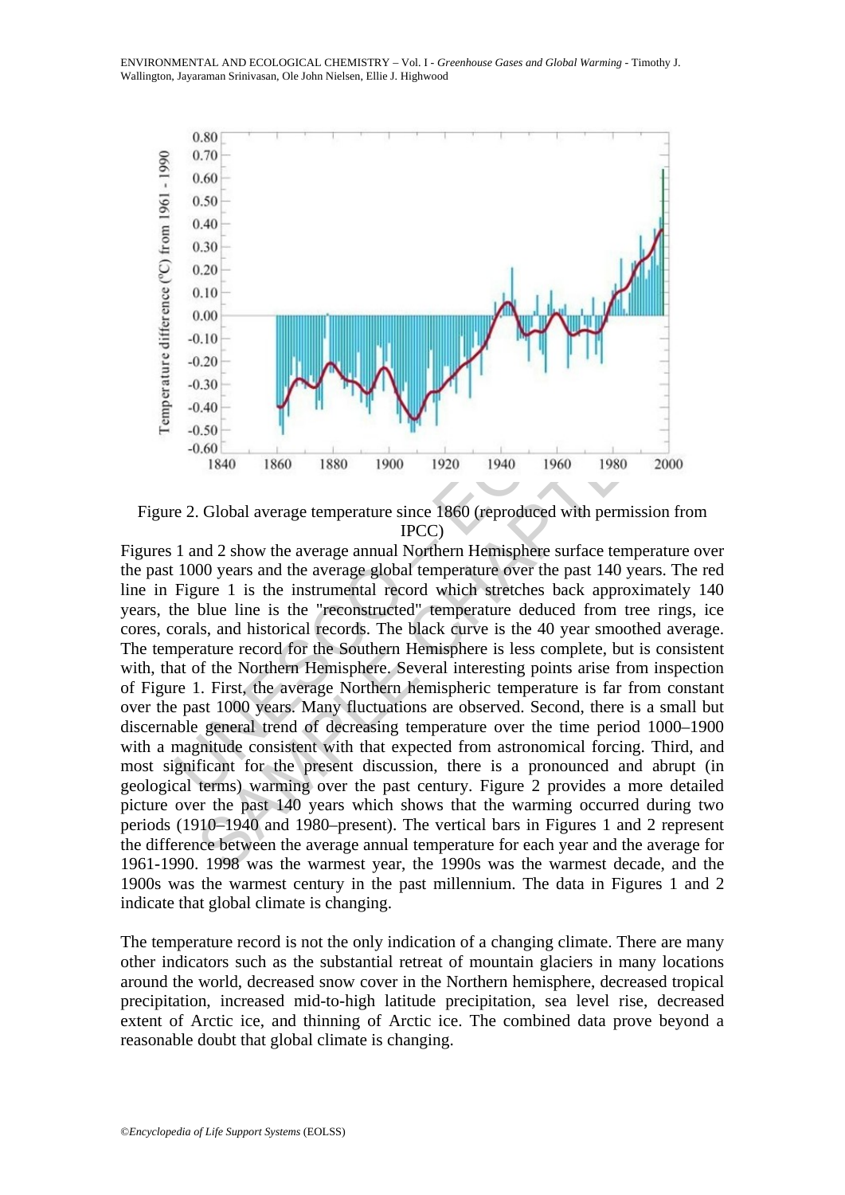Figure 2. Global average temperature since 1860 (reproduced with permission from IPCC)

Figures 1 and 2 show the average annual Northern Hemisphere surface temperature over the past 1000 years and the average global temperature over the past 140 years. The red line in Figure 1 is the instrumental record which stretches back approximately 140 years, the blue line is the "reconstructed" temperature deduced from tree rings, ice cores, corals, and historical records. The black curve is the 40 year smoothed average. The temperature record for the Southern Hemisphere is less complete, but is consistent with, that of the Northern Hemisphere. Several interesting points arise from inspection of Figure 1. First, the average Northern hemispheric temperature is far from constant over the past 1000 years. Many fluctuations are observed. Second, there is a small but discernable general trend of decreasing temperature over the time period 1000–1900 with a magnitude consistent with that expected from astronomical forcing. Third, and most significant for the present discussion, there is a pronounced and abrupt (in geological terms) warming over the past century. Figure 2 provides a more detailed picture over the past 140 years which shows that the warming occurred during two periods (1910–1940 and 1980–present). The vertical bars in Figures 1 and 2 represent the difference between the average annual temperature for each year and the average for 1961-1990. 1998 was the warmest year, the 1990s was the warmest decade, and the 1900s was the warmest century in the past millennium. The data in Figures 1 and 2 indicate that global climate is changing.

The temperature record is not the only indication of a changing climate. There are many other indicators such as the substantial retreat of mountain glaciers in many locations around the world, decreased snow cover in the Northern hemisphere, decreased tropical precipitation, increased mid-to-high latitude precipitation, sea level rise, decreased extent of Arctic ice, and thinning of Arctic ice. The combined data prove beyond a reasonable doubt that global climate is changing.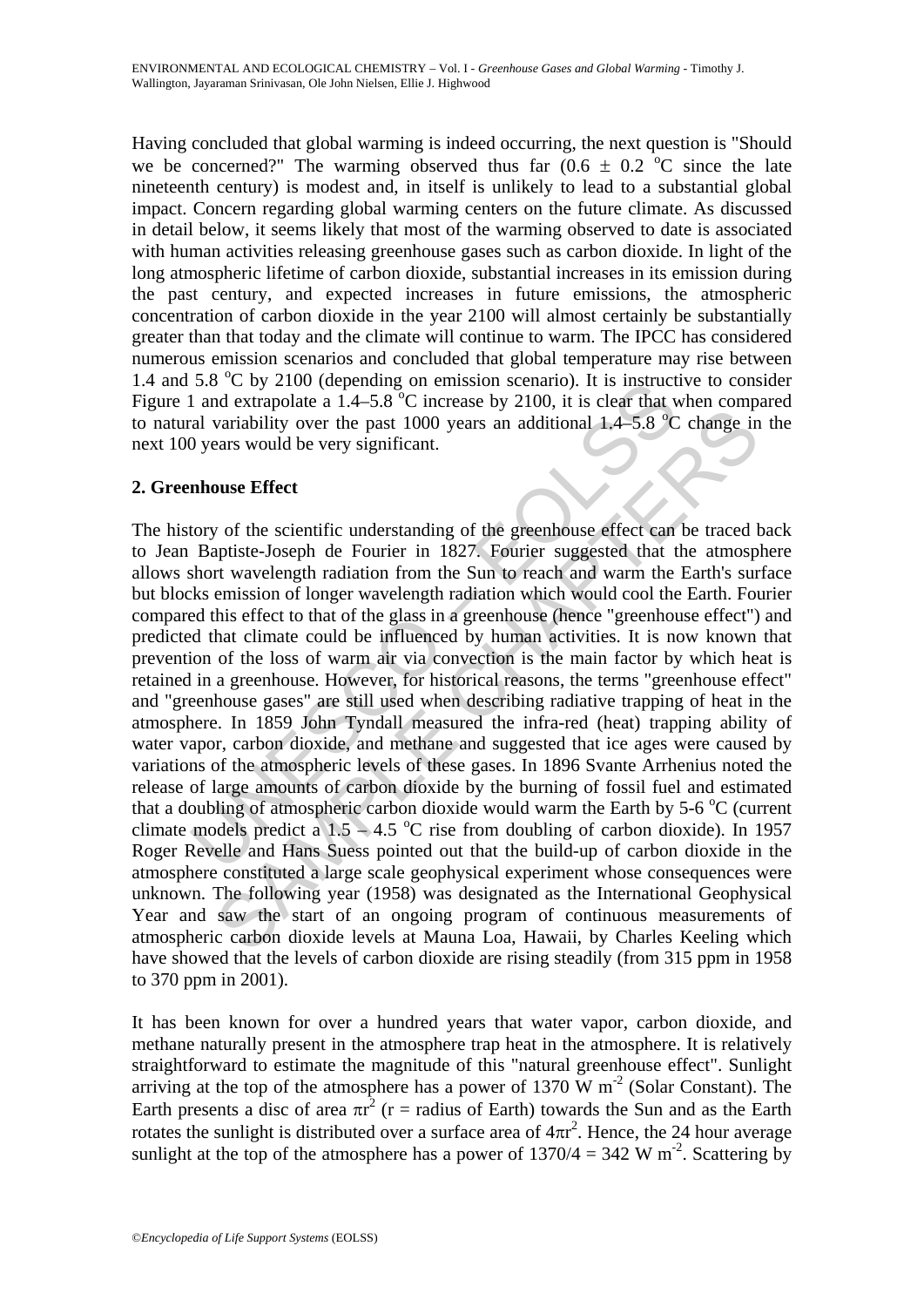Having concluded that global warming is indeed occurring, the next question is "Should we be concerned?" The warming observed thus far ($0.6 \pm 0.2$ °C since the late nineteenth century) is modest and, in itself is unlikely to lead to a substantial global impact. Concern regarding global warming centers on the future climate. As discussed in detail below, it seems likely that most of the warming observed to date is associated with human activities releasing greenhouse gases such as carbon dioxide. In light of the long atmospheric lifetime of carbon dioxide, substantial increases in its emission during the past century, and expected increases in future emissions, the atmospheric concentration of carbon dioxide in the year 2100 will almost certainly be substantially greater than that today and the climate will continue to warm. The IPCC has considered numerous emission scenarios and concluded that global temperature may rise between 1.4 and 5.8 °C by 2100 (depending on emission scenario). It is instructive to consider Figure 1 and extrapolate a 1.4–5.8 °C increase by 2100, it is clear that when compared to natural variability over the past 1000 years an additional 1.4–5.8 °C change in the next 100 years would be very significant.

## 2. Greenhouse Effect

The history of the scientific understanding of the greenhouse effect can be traced back to Jean Baptiste-Joseph de Fourier in 1827. Fourier suggested that the atmosphere allows short wavelength radiation from the Sun to reach and warm the Earth's surface but blocks emission of longer wavelength radiation which would cool the Earth. Fourier compared this effect to that of the glass in a greenhouse (hence "greenhouse effect") and predicted that climate could be influenced by human activities. It is now known that prevention of the loss of warm air via convection is the main factor by which heat is retained in a greenhouse. However, for historical reasons, the terms "greenhouse effect" and "greenhouse gases" are still used when describing radiative trapping of heat in the atmosphere. In 1859 John Tyndall measured the infra-red (heat) trapping ability of water vapor, carbon dioxide, and methane and suggested that ice ages were caused by variations of the atmospheric levels of these gases. In 1896 Svante Arrhenius noted the release of large amounts of carbon dioxide by the burning of fossil fuel and estimated that a doubling of atmospheric carbon dioxide would warm the Earth by 5-6 °C (current climate models predict a 1.5 – 4.5 °C rise from doubling of carbon dioxide). In 1957 Roger Revelle and Hans Suess pointed out that the build-up of carbon dioxide in the atmosphere constituted a large scale geophysical experiment whose consequences were unknown. The following year (1958) was designated as the International Geophysical Year and saw the start of an ongoing program of continuous measurements of atmospheric carbon dioxide levels at Mauna Loa, Hawaii, by Charles Keeling which have showed that the levels of carbon dioxide are rising steadily (from 315 ppm in 1958 to 370 ppm in 2001).

It has been known for over a hundred years that water vapor, carbon dioxide, and methane naturally present in the atmosphere trap heat in the atmosphere. It is relatively straightforward to estimate the magnitude of this "natural greenhouse effect". Sunlight arriving at the top of the atmosphere has a power of 1370 W m$^{-2}$ (Solar Constant). The Earth presents a disc of area $\pi r^2$ (r = radius of Earth) towards the Sun and as the Earth rotates the sunlight is distributed over a surface area of $4\pi r^2$. Hence, the 24 hour average sunlight at the top of the atmosphere has a power of $1370/4 = 342$ W m$^{-2}$. Scattering by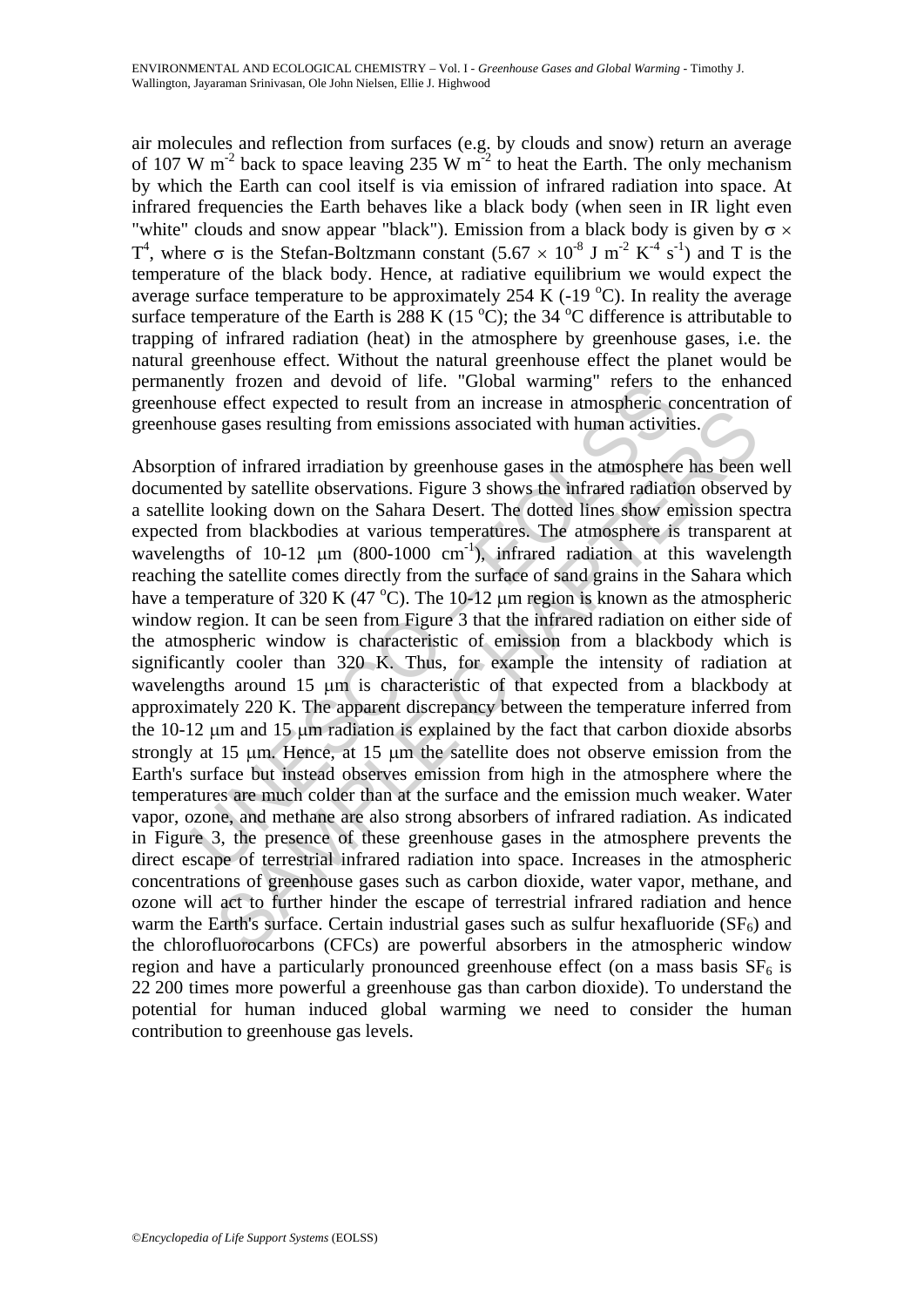air molecules and reflection from surfaces (e.g. by clouds and snow) return an average of 107 W $m^{-2}$ back to space leaving 235 W $m^{-2}$ to heat the Earth. The only mechanism by which the Earth can cool itself is via emission of infrared radiation into space. At infrared frequencies the Earth behaves like a black body (when seen in IR light even "white" clouds and snow appear "black"). Emission from a black body is given by $\sigma \times T^4$, where $\sigma$ is the Stefan-Boltzmann constant ($5.67 \times 10^{-8}$ J $m^{-2}$ $K^{-4}$ $s^{-1}$) and T is the temperature of the black body. Hence, at radiative equilibrium we would expect the average surface temperature to be approximately 254 K (-19 °C). In reality the average surface temperature of the Earth is 288 K (15 °C); the 34 °C difference is attributable to trapping of infrared radiation (heat) in the atmosphere by greenhouse gases, i.e. the natural greenhouse effect. Without the natural greenhouse effect the planet would be permanently frozen and devoid of life. "Global warming" refers to the enhanced greenhouse effect expected to result from an increase in atmospheric concentration of greenhouse gases resulting from emissions associated with human activities.

Absorption of infrared irradiation by greenhouse gases in the atmosphere has been well documented by satellite observations. Figure 3 shows the infrared radiation observed by a satellite looking down on the Sahara Desert. The dotted lines show emission spectra expected from blackbodies at various temperatures. The atmosphere is transparent at wavelengths of 10-12 μm (800-1000 $cm^{-1}$), infrared radiation at this wavelength reaching the satellite comes directly from the surface of sand grains in the Sahara which have a temperature of 320 K (47 °C). The 10-12 μm region is known as the atmospheric window region. It can be seen from Figure 3 that the infrared radiation on either side of the atmospheric window is characteristic of emission from a blackbody which is significantly cooler than 320 K. Thus, for example the intensity of radiation at wavelengths around 15 μm is characteristic of that expected from a blackbody at approximately 220 K. The apparent discrepancy between the temperature inferred from the 10-12 μm and 15 μm radiation is explained by the fact that carbon dioxide absorbs strongly at 15 μm. Hence, at 15 μm the satellite does not observe emission from the Earth's surface but instead observes emission from high in the atmosphere where the temperatures are much colder than at the surface and the emission much weaker. Water vapor, ozone, and methane are also strong absorbers of infrared radiation. As indicated in Figure 3, the presence of these greenhouse gases in the atmosphere prevents the direct escape of terrestrial infrared radiation into space. Increases in the atmospheric concentrations of greenhouse gases such as carbon dioxide, water vapor, methane, and ozone will act to further hinder the escape of terrestrial infrared radiation and hence warm the Earth's surface. Certain industrial gases such as sulfur hexafluoride ($SF_6$) and the chlorofluorocarbons (CFCs) are powerful absorbers in the atmospheric window region and have a particularly pronounced greenhouse effect (on a mass basis $SF_6$ is 22 200 times more powerful a greenhouse gas than carbon dioxide). To understand the potential for human induced global warming we need to consider the human contribution to greenhouse gas levels.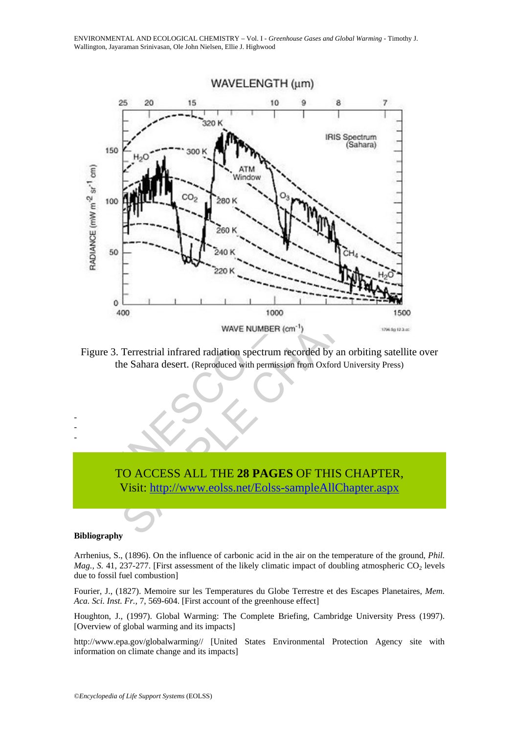Figure 3. Terrestrial infrared radiation spectrum recorded by an orbiting satellite over the Sahara desert. (Reproduced with permission from Oxford University Press)

-
-
-

TO ACCESS ALL THE **28 PAGES** OF THIS CHAPTER,
Visit: http://www.eolss.net/Eolss-sampleAllChapter.aspx

**Bibliography**

Arrhenius, S., (1896). On the influence of carbonic acid in the air on the temperature of the ground, *Phil. Mag., S.* 41, 237-277. [First assessment of the likely climatic impact of doubling atmospheric $CO_2$ levels due to fossil fuel combustion]

Fourier, J., (1827). Memoire sur les Temperatures du Globe Terrestre et des Escapes Planetaires, *Mem. Aca. Sci. Inst. Fr.*, 7, 569-604. [First account of the greenhouse effect]

Houghton, J., (1997). Global Warming: The Complete Briefing, Cambridge University Press (1997). [Overview of global warming and its impacts]

http://www.epa.gov/globalwarming// [United States Environmental Protection Agency site with information on climate change and its impacts]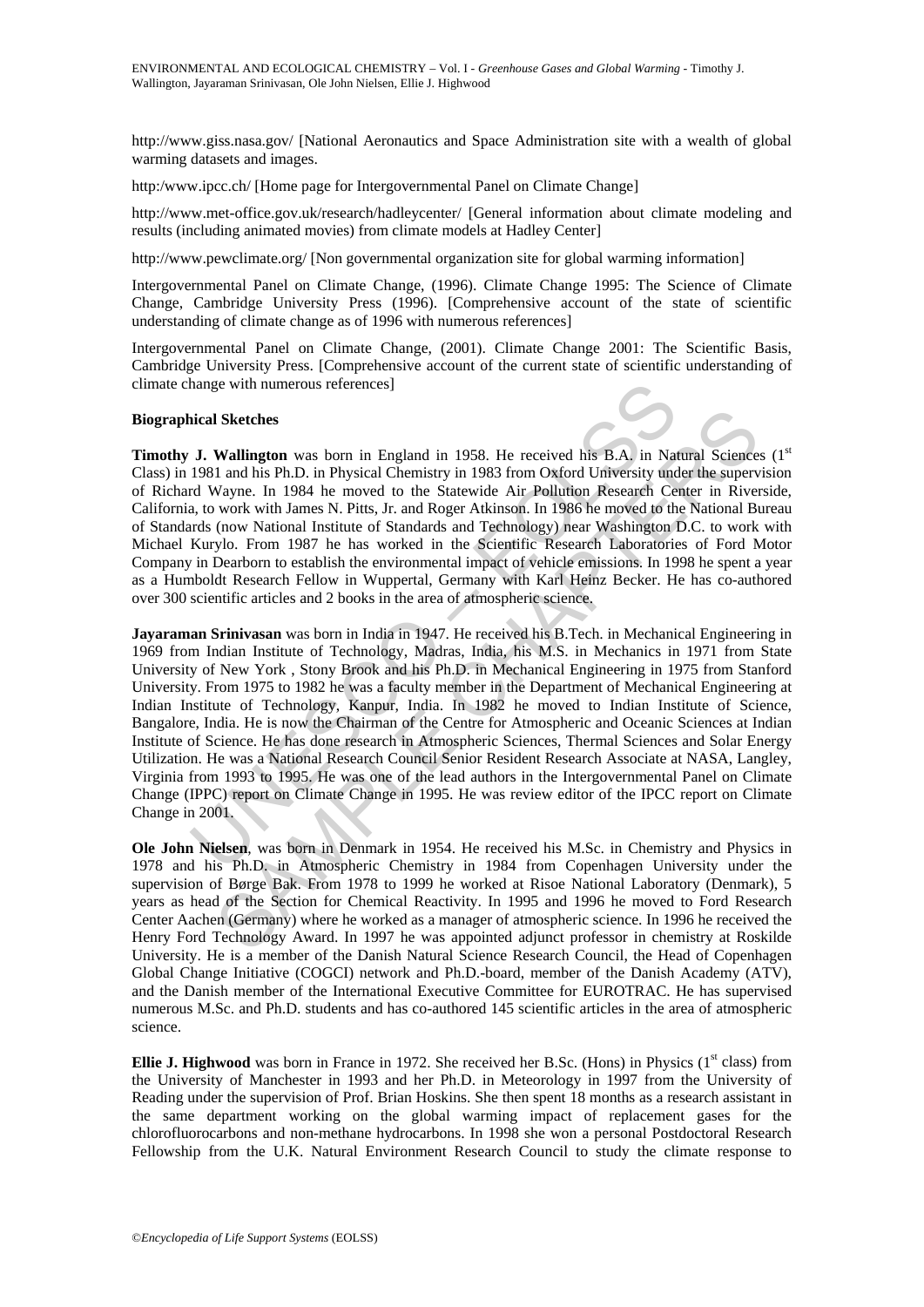http://www.giss.nasa.gov/ [National Aeronautics and Space Administration site with a wealth of global warming datasets and images.

http:/www.ipcc.ch/ [Home page for Intergovernmental Panel on Climate Change]

http://www.met-office.gov.uk/research/hadleycenter/ [General information about climate modeling and results (including animated movies) from climate models at Hadley Center]

http://www.pewclimate.org/ [Non governmental organization site for global warming information]

Intergovernmental Panel on Climate Change, (1996). Climate Change 1995: The Science of Climate Change, Cambridge University Press (1996). [Comprehensive account of the state of scientific understanding of climate change as of 1996 with numerous references]

Intergovernmental Panel on Climate Change, (2001). Climate Change 2001: The Scientific Basis, Cambridge University Press. [Comprehensive account of the current state of scientific understanding of climate change with numerous references]

**Biographical Sketches**

**Timothy J. Wallington** was born in England in 1958. He received his B.A. in Natural Sciences (1st Class) in 1981 and his Ph.D. in Physical Chemistry in 1983 from Oxford University under the supervision of Richard Wayne. In 1984 he moved to the Statewide Air Pollution Research Center in Riverside, California, to work with James N. Pitts, Jr. and Roger Atkinson. In 1986 he moved to the National Bureau of Standards (now National Institute of Standards and Technology) near Washington D.C. to work with Michael Kurylo. From 1987 he has worked in the Scientific Research Laboratories of Ford Motor Company in Dearborn to establish the environmental impact of vehicle emissions. In 1998 he spent a year as a Humboldt Research Fellow in Wuppertal, Germany with Karl Heinz Becker. He has co-authored over 300 scientific articles and 2 books in the area of atmospheric science.

**Jayaraman Srinivasan** was born in India in 1947. He received his B.Tech. in Mechanical Engineering in 1969 from Indian Institute of Technology, Madras, India, his M.S. in Mechanics in 1971 from State University of New York , Stony Brook and his Ph.D. in Mechanical Engineering in 1975 from Stanford University. From 1975 to 1982 he was a faculty member in the Department of Mechanical Engineering at Indian Institute of Technology, Kanpur, India. In 1982 he moved to Indian Institute of Science, Bangalore, India. He is now the Chairman of the Centre for Atmospheric and Oceanic Sciences at Indian Institute of Science. He has done research in Atmospheric Sciences, Thermal Sciences and Solar Energy Utilization. He was a National Research Council Senior Resident Research Associate at NASA, Langley, Virginia from 1993 to 1995. He was one of the lead authors in the Intergovernmental Panel on Climate Change (IPPC) report on Climate Change in 1995. He was review editor of the IPCC report on Climate Change in 2001.

**Ole John Nielsen**, was born in Denmark in 1954. He received his M.Sc. in Chemistry and Physics in 1978 and his Ph.D. in Atmospheric Chemistry in 1984 from Copenhagen University under the supervision of Børge Bak. From 1978 to 1999 he worked at Risoe National Laboratory (Denmark), 5 years as head of the Section for Chemical Reactivity. In 1995 and 1996 he moved to Ford Research Center Aachen (Germany) where he worked as a manager of atmospheric science. In 1996 he received the Henry Ford Technology Award. In 1997 he was appointed adjunct professor in chemistry at Roskilde University. He is a member of the Danish Natural Science Research Council, the Head of Copenhagen Global Change Initiative (COGCI) network and Ph.D.-board, member of the Danish Academy (ATV), and the Danish member of the International Executive Committee for EUROTRAC. He has supervised numerous M.Sc. and Ph.D. students and has co-authored 145 scientific articles in the area of atmospheric science.

**Ellie J. Highwood** was born in France in 1972. She received her B.Sc. (Hons) in Physics (1st class) from the University of Manchester in 1993 and her Ph.D. in Meteorology in 1997 from the University of Reading under the supervision of Prof. Brian Hoskins. She then spent 18 months as a research assistant in the same department working on the global warming impact of replacement gases for the chlorofluorocarbons and non-methane hydrocarbons. In 1998 she won a personal Postdoctoral Research Fellowship from the U.K. Natural Environment Research Council to study the climate response to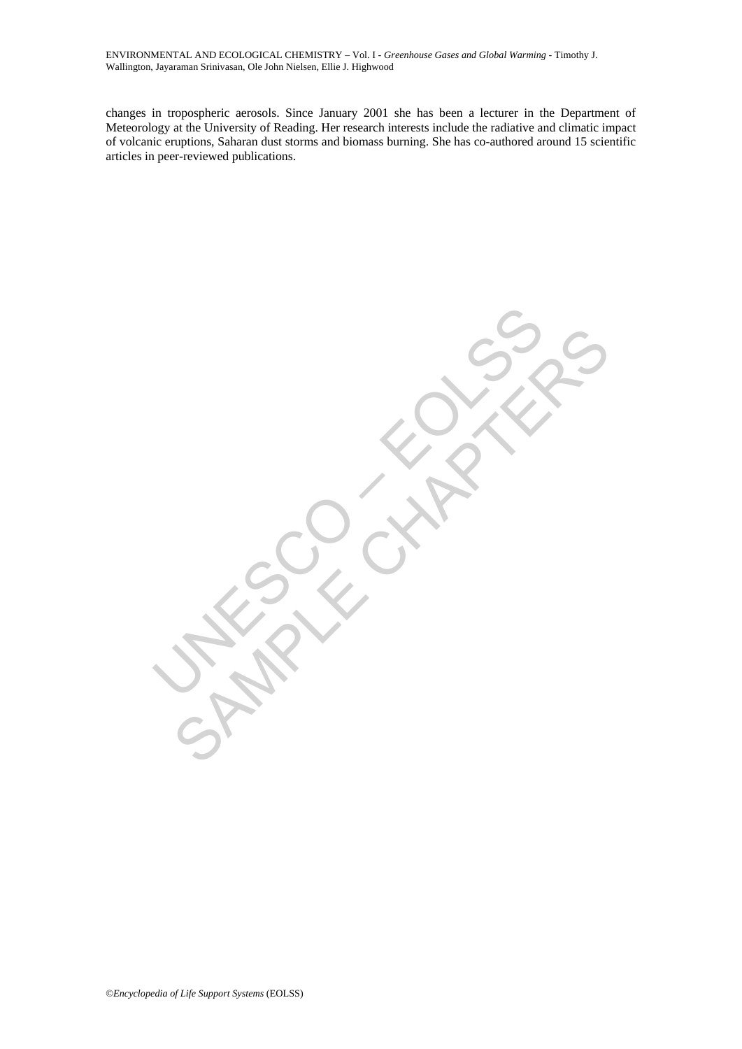changes in tropospheric aerosols. Since January 2001 she has been a lecturer in the Department of Meteorology at the University of Reading. Her research interests include the radiative and climatic impact of volcanic eruptions, Saharan dust storms and biomass burning. She has co-authored around 15 scientific articles in peer-reviewed publications.